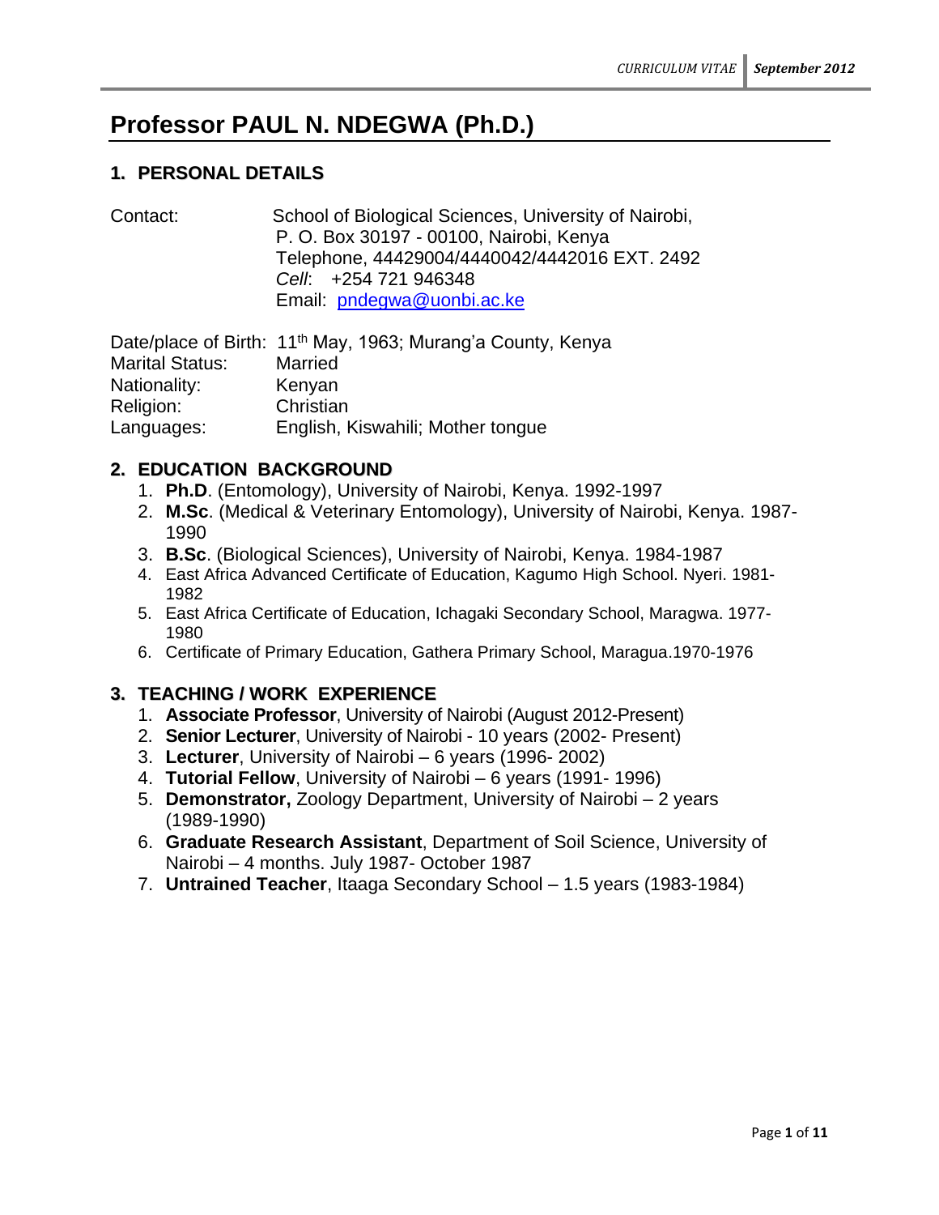# Professor PAUL N. NDEGWA (Ph.D.)

## 1. PERSONAL DETAILS

Contact: School of Biological Sciences, University of Nairobi,
P. O. Box 30197 - 00100, Nairobi, Kenya
Telephone, 44429004/4440042/4442016 EXT. 2492
*Cell*: +254 721 946348
Email: pndegwa@uonbi.ac.ke

Date/place of Birth: 11th May, 1963; Murang'a County, Kenya
Marital Status: Married
Nationality: Kenyan
Religion: Christian
Languages: English, Kiswahili; Mother tongue

## 2. EDUCATION BACKGROUND

1. **Ph.D**. (Entomology), University of Nairobi, Kenya. 1992-1997
2. **M.Sc**. (Medical & Veterinary Entomology), University of Nairobi, Kenya. 1987-1990
3. **B.Sc**. (Biological Sciences), University of Nairobi, Kenya. 1984-1987
4. East Africa Advanced Certificate of Education, Kagumo High School. Nyeri. 1981-1982
5. East Africa Certificate of Education, Ichagaki Secondary School, Maragwa. 1977-1980
6. Certificate of Primary Education, Gathera Primary School, Maragua.1970-1976

## 3. TEACHING / WORK EXPERIENCE

1. **Associate Professor**, University of Nairobi (August 2012-Present)
2. **Senior Lecturer**, University of Nairobi - 10 years (2002- Present)
3. **Lecturer**, University of Nairobi – 6 years (1996- 2002)
4. **Tutorial Fellow**, University of Nairobi – 6 years (1991- 1996)
5. **Demonstrator,** Zoology Department, University of Nairobi – 2 years (1989-1990)
6. **Graduate Research Assistant**, Department of Soil Science, University of Nairobi – 4 months. July 1987- October 1987
7. **Untrained Teacher**, Itaaga Secondary School – 1.5 years (1983-1984)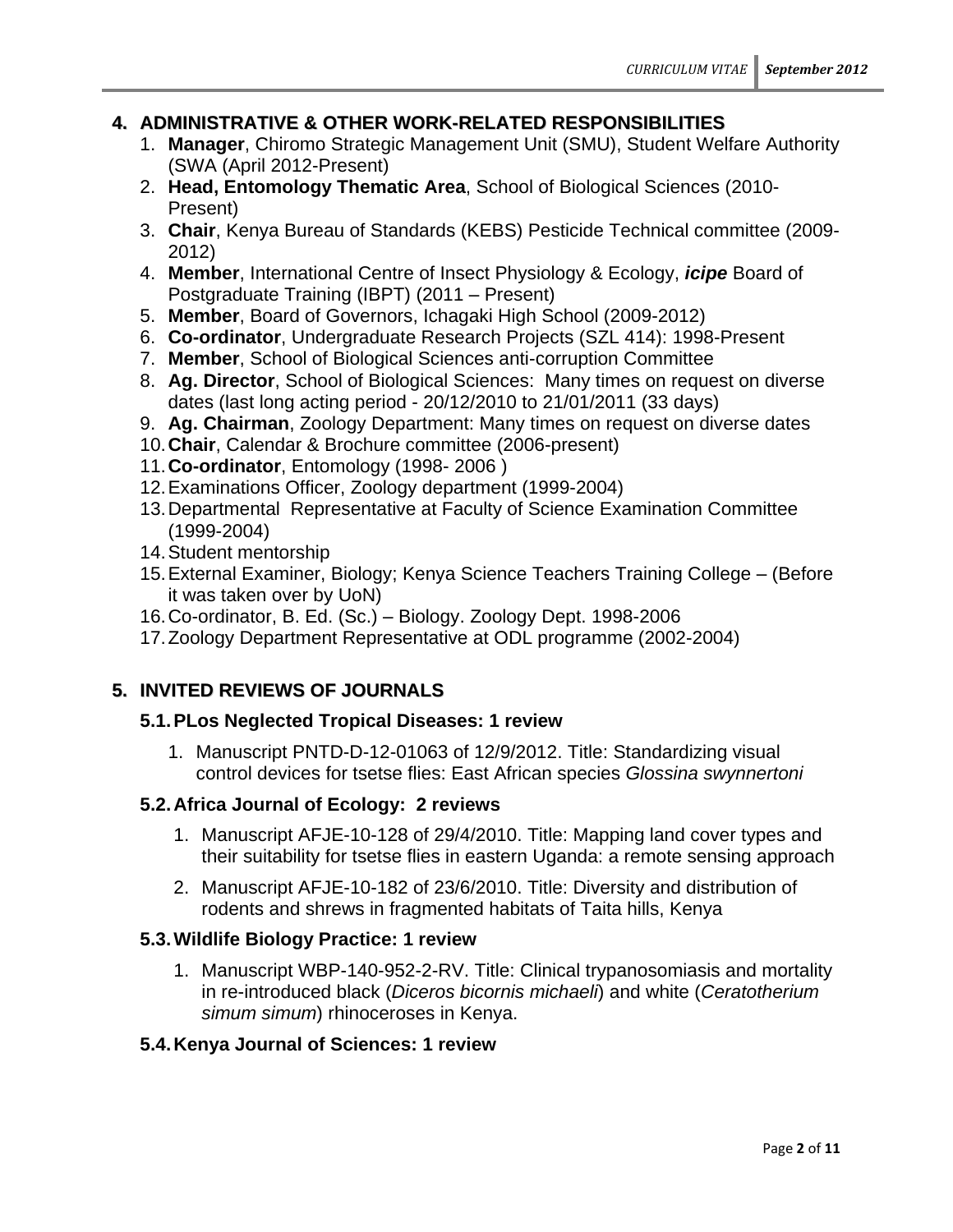## 4. ADMINISTRATIVE & OTHER WORK-RELATED RESPONSIBILITIES

1. **Manager**, Chiromo Strategic Management Unit (SMU), Student Welfare Authority (SWA (April 2012-Present)
2. **Head, Entomology Thematic Area**, School of Biological Sciences (2010-Present)
3. **Chair**, Kenya Bureau of Standards (KEBS) Pesticide Technical committee (2009-2012)
4. **Member**, International Centre of Insect Physiology & Ecology, ***icipe*** Board of Postgraduate Training (IBPT) (2011 – Present)
5. **Member**, Board of Governors, Ichagaki High School (2009-2012)
6. **Co-ordinator**, Undergraduate Research Projects (SZL 414): 1998-Present
7. **Member**, School of Biological Sciences anti-corruption Committee
8. **Ag. Director**, School of Biological Sciences: Many times on request on diverse dates (last long acting period - 20/12/2010 to 21/01/2011 (33 days)
9. **Ag. Chairman**, Zoology Department: Many times on request on diverse dates
10. **Chair**, Calendar & Brochure committee (2006-present)
11. **Co-ordinator**, Entomology (1998- 2006 )
12. Examinations Officer, Zoology department (1999-2004)
13. Departmental Representative at Faculty of Science Examination Committee (1999-2004)
14. Student mentorship
15. External Examiner, Biology; Kenya Science Teachers Training College – (Before it was taken over by UoN)
16. Co-ordinator, B. Ed. (Sc.) – Biology. Zoology Dept. 1998-2006
17. Zoology Department Representative at ODL programme (2002-2004)

## 5. INVITED REVIEWS OF JOURNALS

### 5.1. PLos Neglected Tropical Diseases: 1 review

1. Manuscript PNTD-D-12-01063 of 12/9/2012. Title: Standardizing visual control devices for tsetse flies: East African species *Glossina swynnertoni*

### 5.2. Africa Journal of Ecology: 2 reviews

1. Manuscript AFJE-10-128 of 29/4/2010. Title: Mapping land cover types and their suitability for tsetse flies in eastern Uganda: a remote sensing approach
2. Manuscript AFJE-10-182 of 23/6/2010. Title: Diversity and distribution of rodents and shrews in fragmented habitats of Taita hills, Kenya

### 5.3. Wildlife Biology Practice: 1 review

1. Manuscript WBP-140-952-2-RV. Title: Clinical trypanosomiasis and mortality in re-introduced black (*Diceros bicornis michaeli*) and white (*Ceratotherium simum simum*) rhinoceroses in Kenya.

### 5.4. Kenya Journal of Sciences: 1 review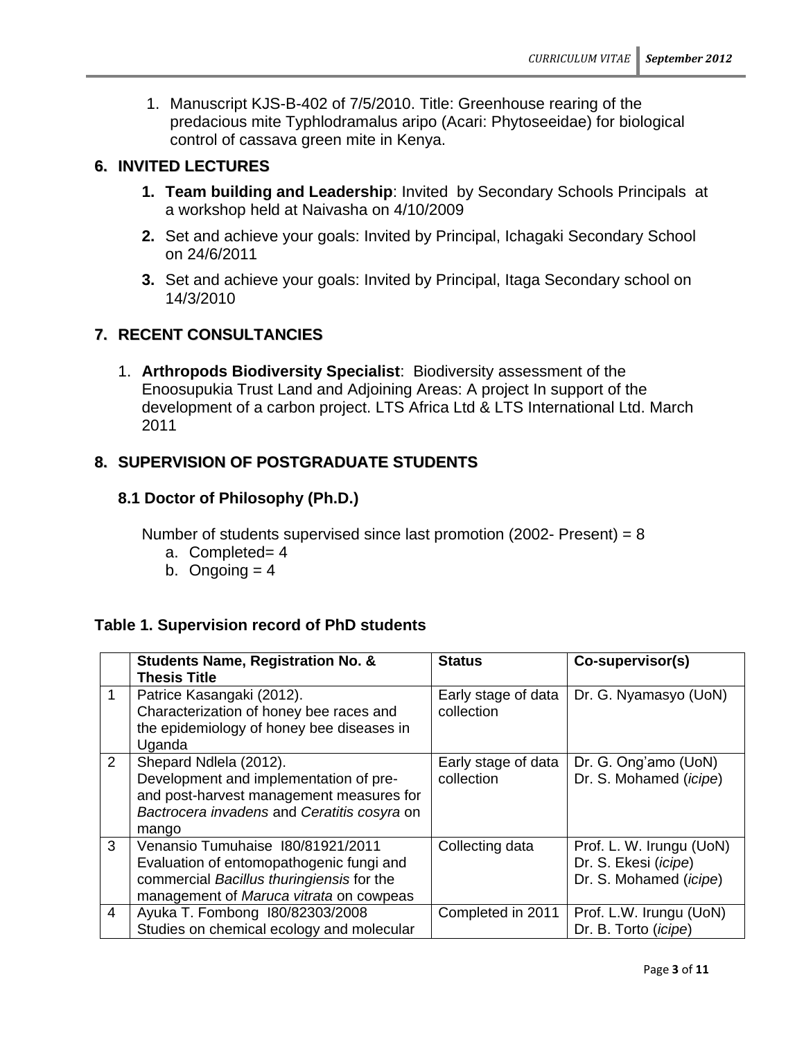1. Manuscript KJS-B-402 of 7/5/2010. Title: Greenhouse rearing of the predacious mite Typhlodramalus aripo (Acari: Phytoseeidae) for biological control of cassava green mite in Kenya.

## 6. INVITED LECTURES

1. **Team building and Leadership**: Invited by Secondary Schools Principals at a workshop held at Naivasha on 4/10/2009
2. Set and achieve your goals: Invited by Principal, Ichagaki Secondary School on 24/6/2011
3. Set and achieve your goals: Invited by Principal, Itaga Secondary school on 14/3/2010

## 7. RECENT CONSULTANCIES

1. **Arthropods Biodiversity Specialist**: Biodiversity assessment of the Enoosupukia Trust Land and Adjoining Areas: A project In support of the development of a carbon project. LTS Africa Ltd & LTS International Ltd. March 2011

## 8. SUPERVISION OF POSTGRADUATE STUDENTS

### 8.1 Doctor of Philosophy (Ph.D.)

Number of students supervised since last promotion (2002- Present) = 8

a. Completed= 4
b. Ongoing = 4

**Table 1. Supervision record of PhD students**

| | Students Name, Registration No. & Thesis Title | Status | Co-supervisor(s) |
|---|---|---|---|
| 1 | Patrice Kasangaki (2012). Characterization of honey bee races and the epidemiology of honey bee diseases in Uganda | Early stage of data collection | Dr. G. Nyamasyo (UoN) |
| 2 | Shepard Ndlela (2012). Development and implementation of pre- and post-harvest management measures for *Bactrocera invadens* and *Ceratitis cosyra* on mango | Early stage of data collection | Dr. G. Ong'amo (UoN) Dr. S. Mohamed (*icipe*) |
| 3 | Venansio Tumuhaise I80/81921/2011 Evaluation of entomopathogenic fungi and commercial *Bacillus thuringiensis* for the management of *Maruca vitrata* on cowpeas | Collecting data | Prof. L. W. Irungu (UoN) Dr. S. Ekesi (*icipe*) Dr. S. Mohamed (*icipe*) |
| 4 | Ayuka T. Fombong I80/82303/2008 Studies on chemical ecology and molecular | Completed in 2011 | Prof. L.W. Irungu (UoN) Dr. B. Torto (*icipe*) |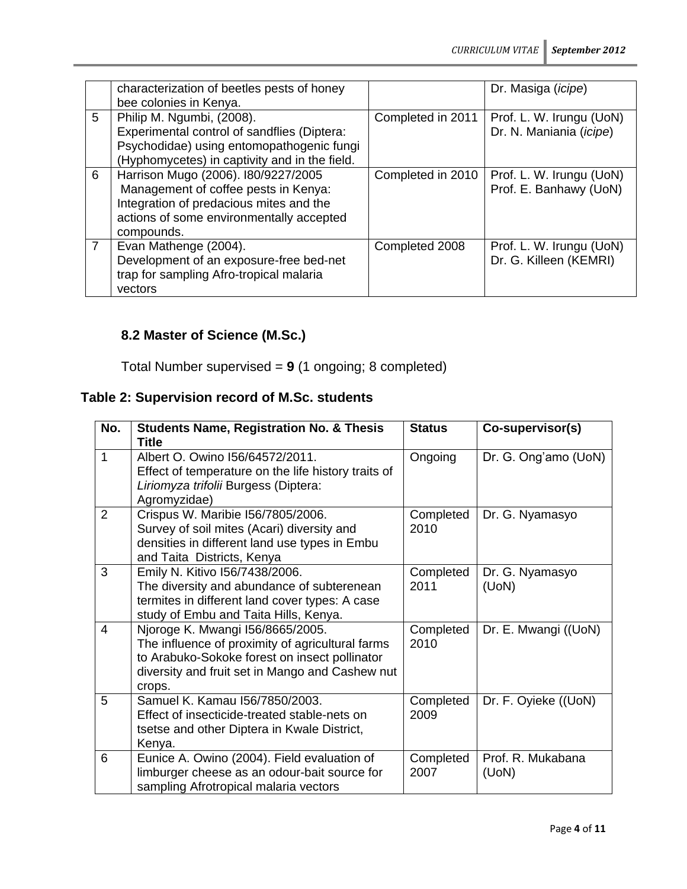| | | | |
|---|---|---|---|
| | characterization of beetles pests of honey bee colonies in Kenya. | | Dr. Masiga (*icipe*) |
| 5 | Philip M. Ngumbi, (2008). Experimental control of sandflies (Diptera: Psychodidae) using entomopathogenic fungi (Hyphomycetes) in captivity and in the field. | Completed in 2011 | Prof. L. W. Irungu (UoN) Dr. N. Maniania (*icipe*) |
| 6 | Harrison Mugo (2006). I80/9227/2005 Management of coffee pests in Kenya: Integration of predacious mites and the actions of some environmentally accepted compounds. | Completed in 2010 | Prof. L. W. Irungu (UoN) Prof. E. Banhawy (UoN) |
| 7 | Evan Mathenge (2004). Development of an exposure-free bed-net trap for sampling Afro-tropical malaria vectors | Completed 2008 | Prof. L. W. Irungu (UoN) Dr. G. Killeen (KEMRI) |

### 8.2 Master of Science (M.Sc.)

Total Number supervised = **9** (1 ongoing; 8 completed)

**Table 2: Supervision record of M.Sc. students**

| No. | Students Name, Registration No. & Thesis Title | Status | Co-supervisor(s) |
|---|---|---|---|
| 1 | Albert O. Owino I56/64572/2011. Effect of temperature on the life history traits of *Liriomyza trifolii* Burgess (Diptera: Agromyzidae) | Ongoing | Dr. G. Ong'amo (UoN) |
| 2 | Crispus W. Maribie I56/7805/2006. Survey of soil mites (Acari) diversity and densities in different land use types in Embu and Taita Districts, Kenya | Completed 2010 | Dr. G. Nyamasyo |
| 3 | Emily N. Kitivo I56/7438/2006. The diversity and abundance of subterenean termites in different land cover types: A case study of Embu and Taita Hills, Kenya. | Completed 2011 | Dr. G. Nyamasyo (UoN) |
| 4 | Njoroge K. Mwangi I56/8665/2005. The influence of proximity of agricultural farms to Arabuko-Sokoke forest on insect pollinator diversity and fruit set in Mango and Cashew nut crops. | Completed 2010 | Dr. E. Mwangi ((UoN) |
| 5 | Samuel K. Kamau I56/7850/2003. Effect of insecticide-treated stable-nets on tsetse and other Diptera in Kwale District, Kenya. | Completed 2009 | Dr. F. Oyieke ((UoN) |
| 6 | Eunice A. Owino (2004). Field evaluation of limburger cheese as an odour-bait source for sampling Afrotropical malaria vectors | Completed 2007 | Prof. R. Mukabana (UoN) |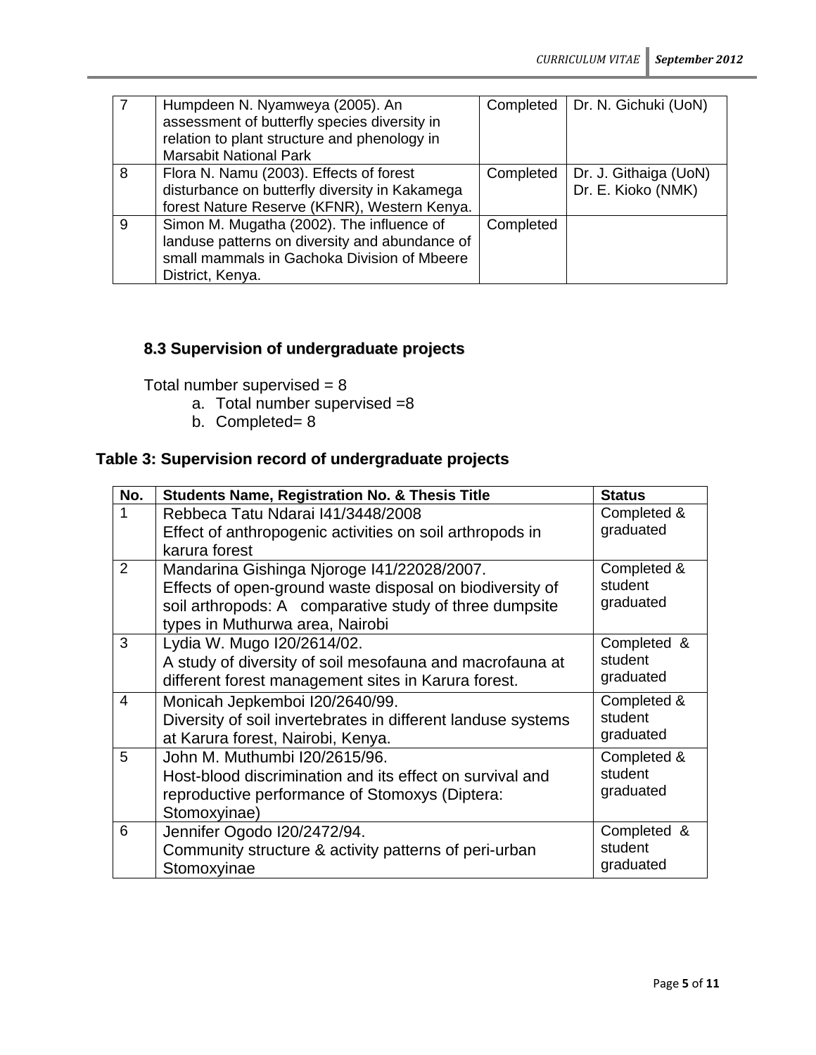| 7 | Humpdeen N. Nyamweya (2005). An assessment of butterfly species diversity in relation to plant structure and phenology in Marsabit National Park | Completed | Dr. N. Gichuki (UoN) |
|---|---|---|---|
| 8 | Flora N. Namu (2003). Effects of forest disturbance on butterfly diversity in Kakamega forest Nature Reserve (KFNR), Western Kenya. | Completed | Dr. J. Githaiga (UoN) Dr. E. Kioko (NMK) |
| 9 | Simon M. Mugatha (2002). The influence of landuse patterns on diversity and abundance of small mammals in Gachoka Division of Mbeere District, Kenya. | Completed | |

### 8.3 Supervision of undergraduate projects

Total number supervised = 8

a. Total number supervised =8
b. Completed= 8

**Table 3: Supervision record of undergraduate projects**

| No. | Students Name, Registration No. & Thesis Title | Status |
|---|---|---|
| 1 | Rebbeca Tatu Ndarai I41/3448/2008 Effect of anthropogenic activities on soil arthropods in karura forest | Completed & graduated |
| 2 | Mandarina Gishinga Njoroge I41/22028/2007. Effects of open-ground waste disposal on biodiversity of soil arthropods: A comparative study of three dumpsite types in Muthurwa area, Nairobi | Completed & student graduated |
| 3 | Lydia W. Mugo I20/2614/02. A study of diversity of soil mesofauna and macrofauna at different forest management sites in Karura forest. | Completed & student graduated |
| 4 | Monicah Jepkemboi I20/2640/99. Diversity of soil invertebrates in different landuse systems at Karura forest, Nairobi, Kenya. | Completed & student graduated |
| 5 | John M. Muthumbi I20/2615/96. Host-blood discrimination and its effect on survival and reproductive performance of Stomoxys (Diptera: Stomoxyinae) | Completed & student graduated |
| 6 | Jennifer Ogodo I20/2472/94. Community structure & activity patterns of peri-urban Stomoxyinae | Completed & student graduated |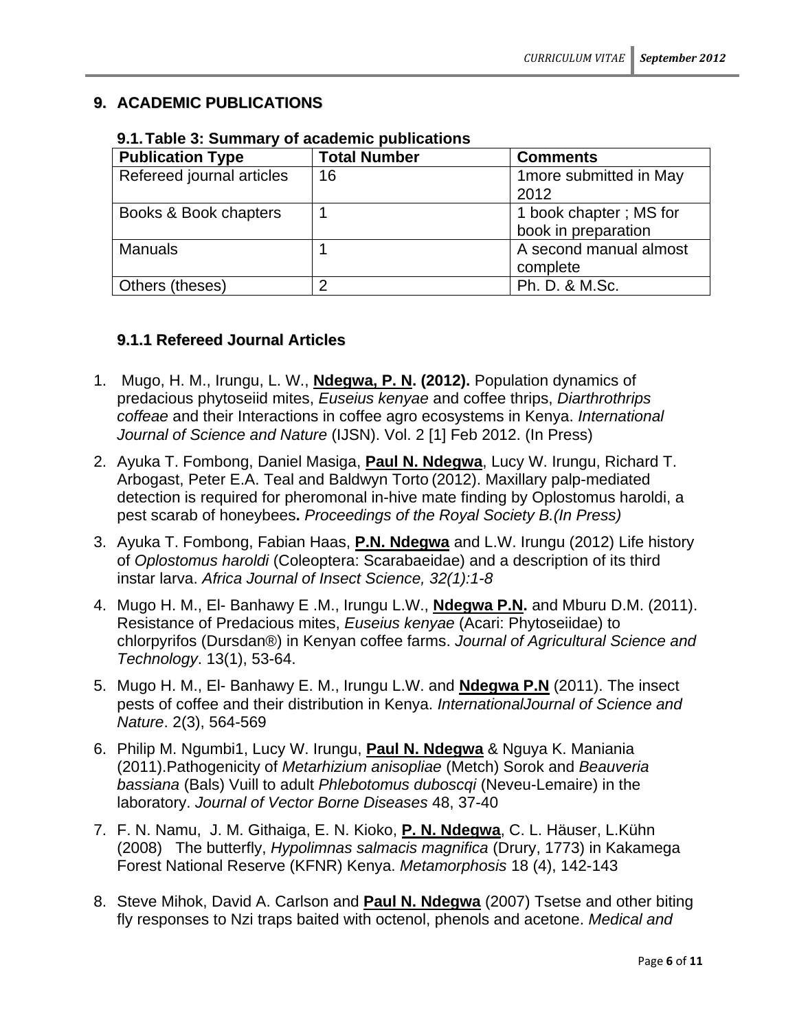## 9. ACADEMIC PUBLICATIONS

### 9.1. Table 3: Summary of academic publications

| Publication Type | Total Number | Comments |
|---|---|---|
| Refereed journal articles | 16 | 1more submitted in May 2012 |
| Books & Book chapters | 1 | 1 book chapter ; MS for book in preparation |
| Manuals | 1 | A second manual almost complete |
| Others (theses) | 2 | Ph. D. & M.Sc. |

### 9.1.1 Refereed Journal Articles

1. Mugo, H. M., Irungu, L. W., **Ndegwa, P. N. (2012).** Population dynamics of predacious phytoseiid mites, *Euseius kenyae* and coffee thrips, *Diarthrothrips coffeae* and their Interactions in coffee agro ecosystems in Kenya. *International Journal of Science and Nature* (IJSN). Vol. 2 [1] Feb 2012. (In Press)
2. Ayuka T. Fombong, Daniel Masiga, **Paul N. Ndegwa**, Lucy W. Irungu, Richard T. Arbogast, Peter E.A. Teal and Baldwyn Torto (2012). Maxillary palp-mediated detection is required for pheromonal in-hive mate finding by Oplostomus haroldi, a pest scarab of honeybees**.** *Proceedings of the Royal Society B.(In Press)*
3. Ayuka T. Fombong, Fabian Haas, **P.N. Ndegwa** and L.W. Irungu (2012) Life history of *Oplostomus haroldi* (Coleoptera: Scarabaeidae) and a description of its third instar larva. *Africa Journal of Insect Science, 32(1):1-8*
4. Mugo H. M., El- Banhawy E .M., Irungu L.W., **Ndegwa P.N.** and Mburu D.M. (2011). Resistance of Predacious mites, *Euseius kenyae* (Acari: Phytoseiidae) to chlorpyrifos (Dursdan®) in Kenyan coffee farms. *Journal of Agricultural Science and Technology*. 13(1), 53-64.
5. Mugo H. M., El- Banhawy E. M., Irungu L.W. and **Ndegwa P.N** (2011). The insect pests of coffee and their distribution in Kenya. *InternationalJournal of Science and Nature*. 2(3), 564-569
6. Philip M. Ngumbi1, Lucy W. Irungu, **Paul N. Ndegwa** & Nguya K. Maniania (2011).Pathogenicity of *Metarhizium anisopliae* (Metch) Sorok and *Beauveria bassiana* (Bals) Vuill to adult *Phlebotomus duboscqi* (Neveu-Lemaire) in the laboratory. *Journal of Vector Borne Diseases* 48, 37-40
7. F. N. Namu, J. M. Githaiga, E. N. Kioko, **P. N. Ndegwa**, C. L. Häuser, L.Kühn (2008) The butterfly, *Hypolimnas salmacis magnifica* (Drury, 1773) in Kakamega Forest National Reserve (KFNR) Kenya. *Metamorphosis* 18 (4), 142-143
8. Steve Mihok, David A. Carlson and **Paul N. Ndegwa** (2007) Tsetse and other biting fly responses to Nzi traps baited with octenol, phenols and acetone. *Medical and*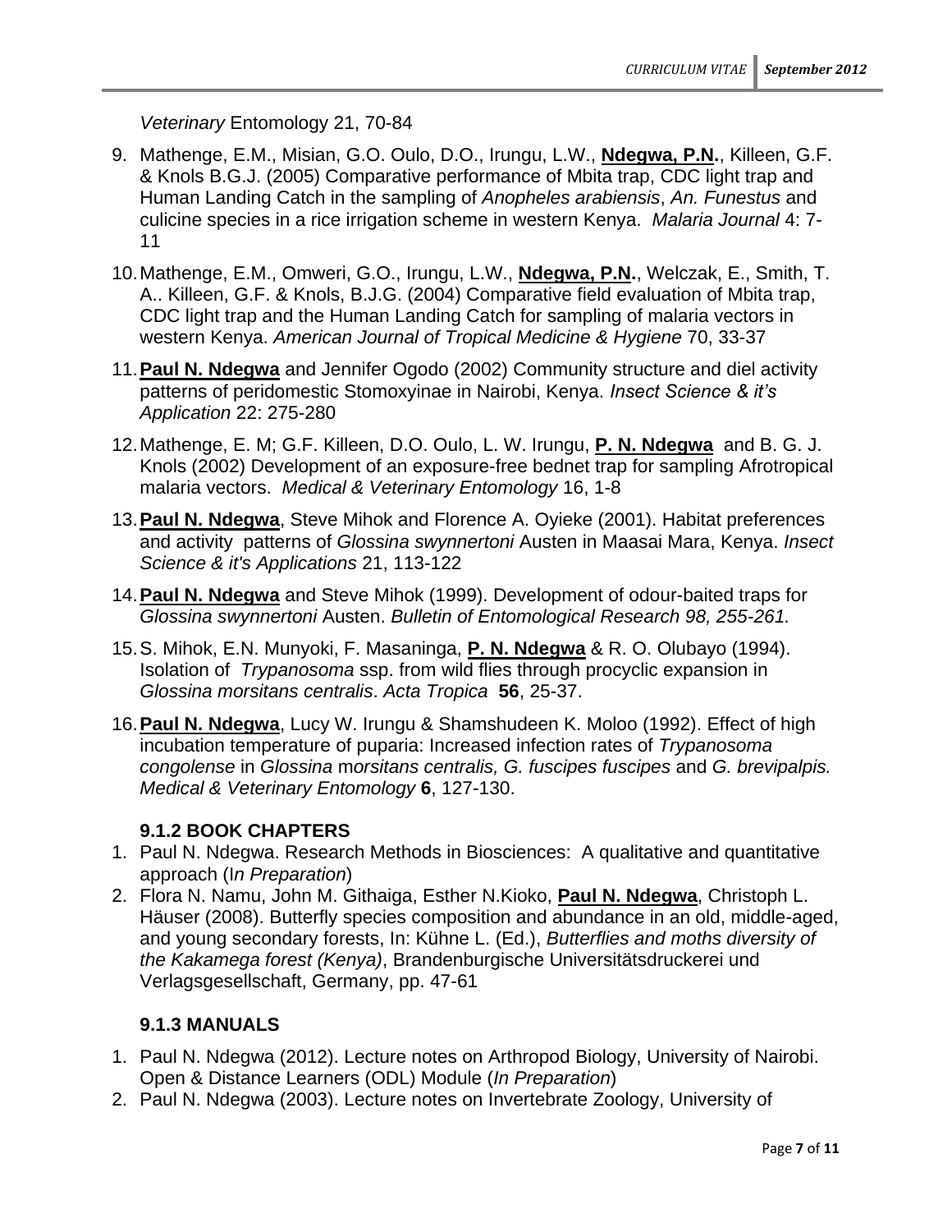*Veterinary* Entomology 21, 70-84

9. Mathenge, E.M., Misian, G.O. Oulo, D.O., Irungu, L.W., **Ndegwa, P.N.**, Killeen, G.F. & Knols B.G.J. (2005) Comparative performance of Mbita trap, CDC light trap and Human Landing Catch in the sampling of *Anopheles arabiensis*, *An. Funestus* and culicine species in a rice irrigation scheme in western Kenya. *Malaria Journal* 4: 7-11
10. Mathenge, E.M., Omweri, G.O., Irungu, L.W., **Ndegwa, P.N.**, Welczak, E., Smith, T. A.. Killeen, G.F. & Knols, B.J.G. (2004) Comparative field evaluation of Mbita trap, CDC light trap and the Human Landing Catch for sampling of malaria vectors in western Kenya. *American Journal of Tropical Medicine & Hygiene* 70, 33-37
11. **Paul N. Ndegwa** and Jennifer Ogodo (2002) Community structure and diel activity patterns of peridomestic Stomoxyinae in Nairobi, Kenya. *Insect Science & it's Application* 22: 275-280
12. Mathenge, E. M; G.F. Killeen, D.O. Oulo, L. W. Irungu, **P. N. Ndegwa** and B. G. J. Knols (2002) Development of an exposure-free bednet trap for sampling Afrotropical malaria vectors. *Medical & Veterinary Entomology* 16, 1-8
13. **Paul N. Ndegwa**, Steve Mihok and Florence A. Oyieke (2001). Habitat preferences and activity patterns of *Glossina swynnertoni* Austen in Maasai Mara, Kenya. *Insect Science & it's Applications* 21, 113-122
14. **Paul N. Ndegwa** and Steve Mihok (1999). Development of odour-baited traps for *Glossina swynnertoni* Austen. *Bulletin of Entomological Research 98, 255-261.*
15. S. Mihok, E.N. Munyoki, F. Masaninga, **P. N. Ndegwa** & R. O. Olubayo (1994). Isolation of *Trypanosoma* ssp. from wild flies through procyclic expansion in *Glossina morsitans centralis*. *Acta Tropica* **56**, 25-37.
16. **Paul N. Ndegwa**, Lucy W. Irungu & Shamshudeen K. Moloo (1992). Effect of high incubation temperature of puparia: Increased infection rates of *Trypanosoma congolense* in *Glossina morsitans centralis, G. fuscipes fuscipes* and *G. brevipalpis. Medical & Veterinary Entomology* **6**, 127-130.

### 9.1.2 BOOK CHAPTERS

1. Paul N. Ndegwa. Research Methods in Biosciences: A qualitative and quantitative approach (*In Preparation*)
2. Flora N. Namu, John M. Githaiga, Esther N.Kioko, **Paul N. Ndegwa**, Christoph L. Häuser (2008). Butterfly species composition and abundance in an old, middle-aged, and young secondary forests, In: Kühne L. (Ed.), *Butterflies and moths diversity of the Kakamega forest (Kenya)*, Brandenburgische Universitätsdruckerei und Verlagsgesellschaft, Germany, pp. 47-61

### 9.1.3 MANUALS

1. Paul N. Ndegwa (2012). Lecture notes on Arthropod Biology, University of Nairobi. Open & Distance Learners (ODL) Module (*In Preparation*)
2. Paul N. Ndegwa (2003). Lecture notes on Invertebrate Zoology, University of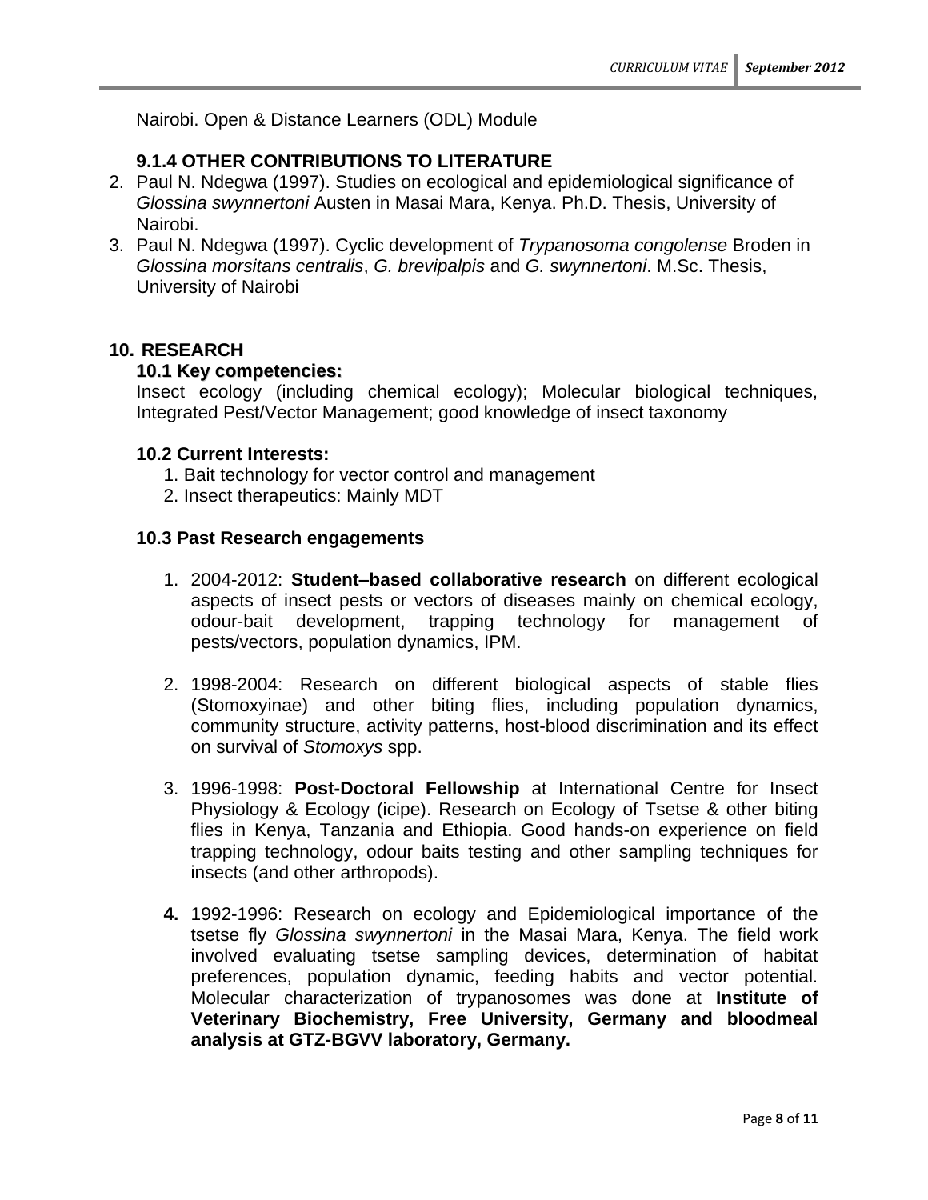Nairobi. Open & Distance Learners (ODL) Module

### 9.1.4 OTHER CONTRIBUTIONS TO LITERATURE

2. Paul N. Ndegwa (1997). Studies on ecological and epidemiological significance of *Glossina swynnertoni* Austen in Masai Mara, Kenya. Ph.D. Thesis, University of Nairobi.
3. Paul N. Ndegwa (1997). Cyclic development of *Trypanosoma congolense* Broden in *Glossina morsitans centralis*, *G. brevipalpis* and *G. swynnertoni*. M.Sc. Thesis, University of Nairobi

## 10. RESEARCH

### 10.1 Key competencies:

Insect ecology (including chemical ecology); Molecular biological techniques, Integrated Pest/Vector Management; good knowledge of insect taxonomy

### 10.2 Current Interests:

1. Bait technology for vector control and management
2. Insect therapeutics: Mainly MDT

### 10.3 Past Research engagements

1. 2004-2012: **Student–based collaborative research** on different ecological aspects of insect pests or vectors of diseases mainly on chemical ecology, odour-bait development, trapping technology for management of pests/vectors, population dynamics, IPM.

2. 1998-2004: Research on different biological aspects of stable flies (Stomoxyinae) and other biting flies, including population dynamics, community structure, activity patterns, host-blood discrimination and its effect on survival of *Stomoxys* spp.

3. 1996-1998: **Post-Doctoral Fellowship** at International Centre for Insect Physiology & Ecology (icipe). Research on Ecology of Tsetse & other biting flies in Kenya, Tanzania and Ethiopia. Good hands-on experience on field trapping technology, odour baits testing and other sampling techniques for insects (and other arthropods).

4. 1992-1996: Research on ecology and Epidemiological importance of the tsetse fly *Glossina swynnertoni* in the Masai Mara, Kenya. The field work involved evaluating tsetse sampling devices, determination of habitat preferences, population dynamic, feeding habits and vector potential. Molecular characterization of trypanosomes was done at **Institute of Veterinary Biochemistry, Free University, Germany and bloodmeal analysis at GTZ-BGVV laboratory, Germany.**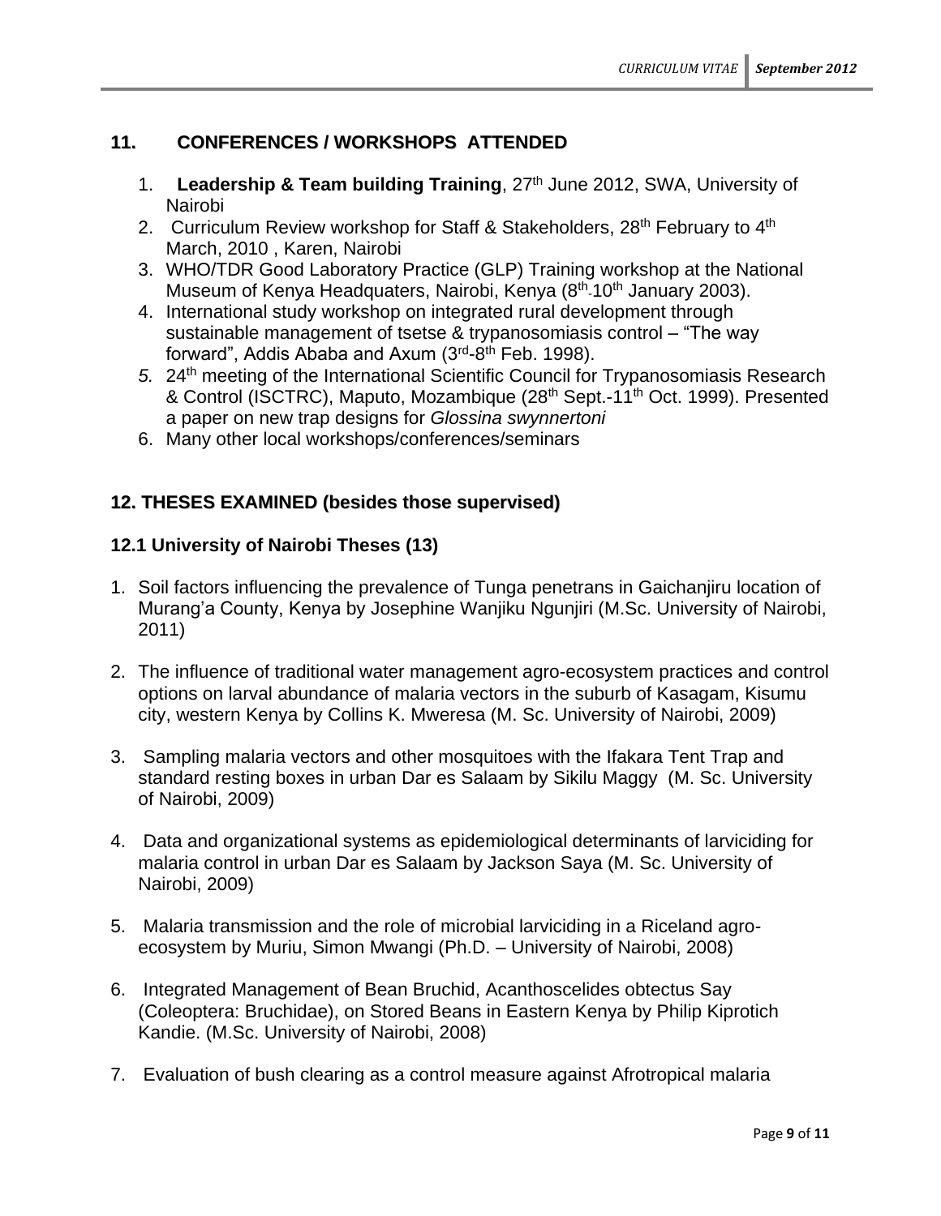## 11. CONFERENCES / WORKSHOPS ATTENDED

1. **Leadership & Team building Training**, 27th June 2012, SWA, University of Nairobi
2. Curriculum Review workshop for Staff & Stakeholders, 28th February to 4th March, 2010 , Karen, Nairobi
3. WHO/TDR Good Laboratory Practice (GLP) Training workshop at the National Museum of Kenya Headquaters, Nairobi, Kenya (8th-10th January 2003).
4. International study workshop on integrated rural development through sustainable management of tsetse & trypanosomiasis control – "The way forward", Addis Ababa and Axum (3rd-8th Feb. 1998).
5. 24th meeting of the International Scientific Council for Trypanosomiasis Research & Control (ISCTRC), Maputo, Mozambique (28th Sept.-11th Oct. 1999). Presented a paper on new trap designs for *Glossina swynnertoni*
6. Many other local workshops/conferences/seminars

## 12. THESES EXAMINED (besides those supervised)

### 12.1 University of Nairobi Theses (13)

1. Soil factors influencing the prevalence of Tunga penetrans in Gaichanjiru location of Murang'a County, Kenya by Josephine Wanjiku Ngunjiri (M.Sc. University of Nairobi, 2011)

2. The influence of traditional water management agro-ecosystem practices and control options on larval abundance of malaria vectors in the suburb of Kasagam, Kisumu city, western Kenya by Collins K. Mweresa (M. Sc. University of Nairobi, 2009)

3. Sampling malaria vectors and other mosquitoes with the Ifakara Tent Trap and standard resting boxes in urban Dar es Salaam by Sikilu Maggy (M. Sc. University of Nairobi, 2009)

4. Data and organizational systems as epidemiological determinants of larviciding for malaria control in urban Dar es Salaam by Jackson Saya (M. Sc. University of Nairobi, 2009)

5. Malaria transmission and the role of microbial larviciding in a Riceland agro-ecosystem by Muriu, Simon Mwangi (Ph.D. – University of Nairobi, 2008)

6. Integrated Management of Bean Bruchid, Acanthoscelides obtectus Say (Coleoptera: Bruchidae), on Stored Beans in Eastern Kenya by Philip Kiprotich Kandie. (M.Sc. University of Nairobi, 2008)

7. Evaluation of bush clearing as a control measure against Afrotropical malaria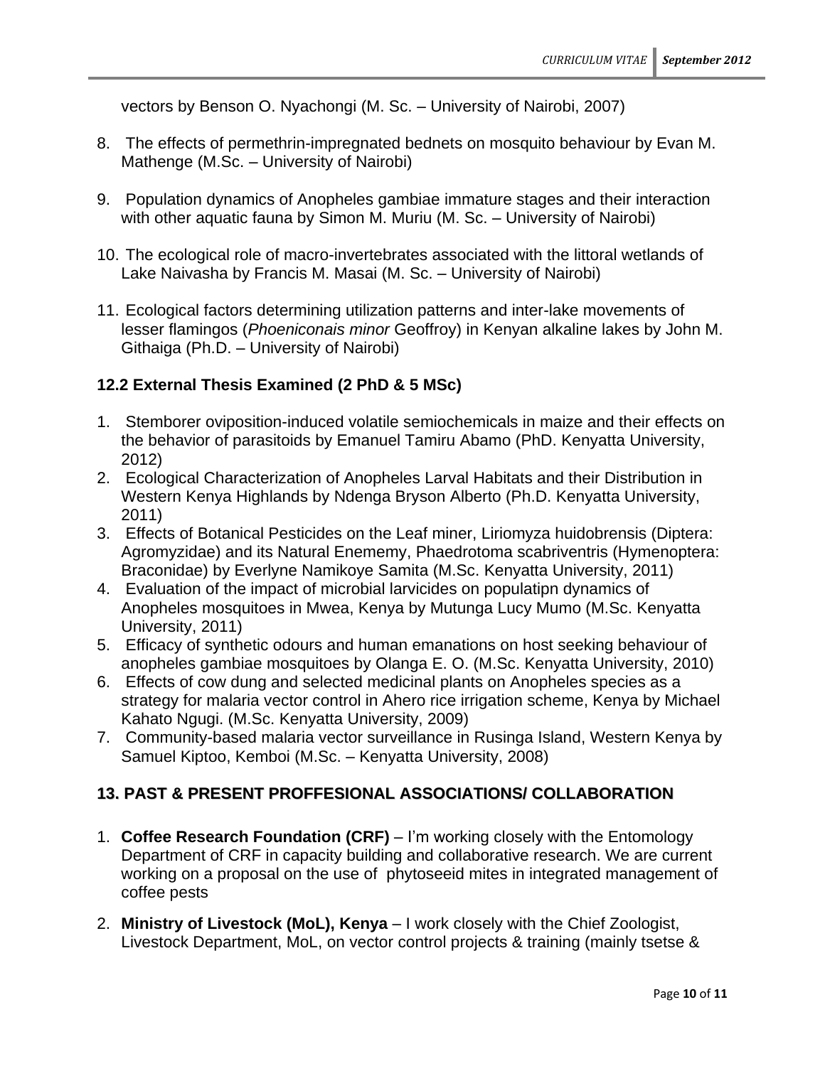vectors by Benson O. Nyachongi (M. Sc. – University of Nairobi, 2007)

8. The effects of permethrin-impregnated bednets on mosquito behaviour by Evan M. Mathenge (M.Sc. – University of Nairobi)

9. Population dynamics of Anopheles gambiae immature stages and their interaction with other aquatic fauna by Simon M. Muriu (M. Sc. – University of Nairobi)

10. The ecological role of macro-invertebrates associated with the littoral wetlands of Lake Naivasha by Francis M. Masai (M. Sc. – University of Nairobi)

11. Ecological factors determining utilization patterns and inter-lake movements of lesser flamingos (*Phoeniconais minor* Geoffroy) in Kenyan alkaline lakes by John M. Githaiga (Ph.D. – University of Nairobi)

### 12.2 External Thesis Examined (2 PhD & 5 MSc)

1. Stemborer oviposition-induced volatile semiochemicals in maize and their effects on the behavior of parasitoids by Emanuel Tamiru Abamo (PhD. Kenyatta University, 2012)
2. Ecological Characterization of Anopheles Larval Habitats and their Distribution in Western Kenya Highlands by Ndenga Bryson Alberto (Ph.D. Kenyatta University, 2011)
3. Effects of Botanical Pesticides on the Leaf miner, Liriomyza huidobrensis (Diptera: Agromyzidae) and its Natural Enememy, Phaedrotoma scabriventris (Hymenoptera: Braconidae) by Everlyne Namikoye Samita (M.Sc. Kenyatta University, 2011)
4. Evaluation of the impact of microbial larvicides on populatipn dynamics of Anopheles mosquitoes in Mwea, Kenya by Mutunga Lucy Mumo (M.Sc. Kenyatta University, 2011)
5. Efficacy of synthetic odours and human emanations on host seeking behaviour of anopheles gambiae mosquitoes by Olanga E. O. (M.Sc. Kenyatta University, 2010)
6. Effects of cow dung and selected medicinal plants on Anopheles species as a strategy for malaria vector control in Ahero rice irrigation scheme, Kenya by Michael Kahato Ngugi. (M.Sc. Kenyatta University, 2009)
7. Community-based malaria vector surveillance in Rusinga Island, Western Kenya by Samuel Kiptoo, Kemboi (M.Sc. – Kenyatta University, 2008)

## 13. PAST & PRESENT PROFFESIONAL ASSOCIATIONS/ COLLABORATION

1. **Coffee Research Foundation (CRF)** – I'm working closely with the Entomology Department of CRF in capacity building and collaborative research. We are current working on a proposal on the use of phytoseeid mites in integrated management of coffee pests

2. **Ministry of Livestock (MoL), Kenya** – I work closely with the Chief Zoologist, Livestock Department, MoL, on vector control projects & training (mainly tsetse &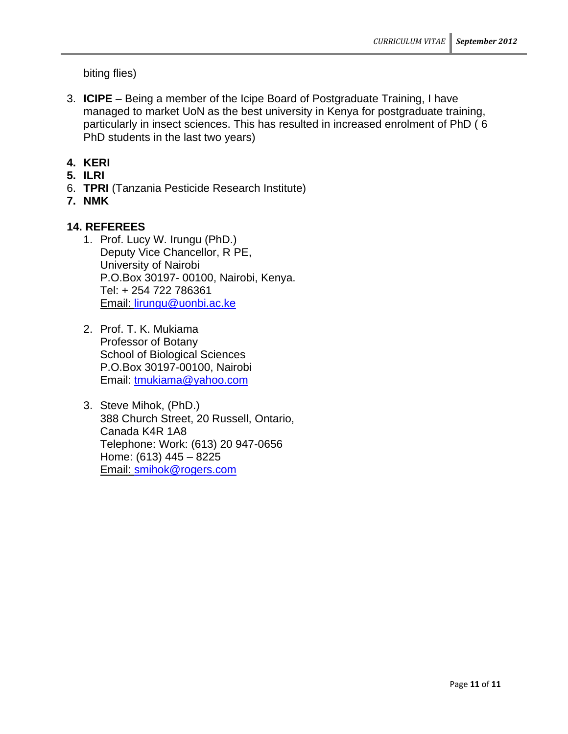biting flies)

3. **ICIPE** – Being a member of the Icipe Board of Postgraduate Training, I have managed to market UoN as the best university in Kenya for postgraduate training, particularly in insect sciences. This has resulted in increased enrolment of PhD ( 6 PhD students in the last two years)
4. **KERI**
5. **ILRI**
6. **TPRI** (Tanzania Pesticide Research Institute)
7. **NMK**

**14. REFEREES**

1. Prof. Lucy W. Irungu (PhD.)
   Deputy Vice Chancellor, R PE,
   University of Nairobi
   P.O.Box 30197- 00100, Nairobi, Kenya.
   Tel: + 254 722 786361
   Email: lirungu@uonbi.ac.ke

2. Prof. T. K. Mukiama
   Professor of Botany
   School of Biological Sciences
   P.O.Box 30197-00100, Nairobi
   Email: tmukiama@yahoo.com

3. Steve Mihok, (PhD.)
   388 Church Street, 20 Russell, Ontario,
   Canada K4R 1A8
   Telephone: Work: (613) 20 947-0656
   Home: (613) 445 – 8225
   Email: smihok@rogers.com